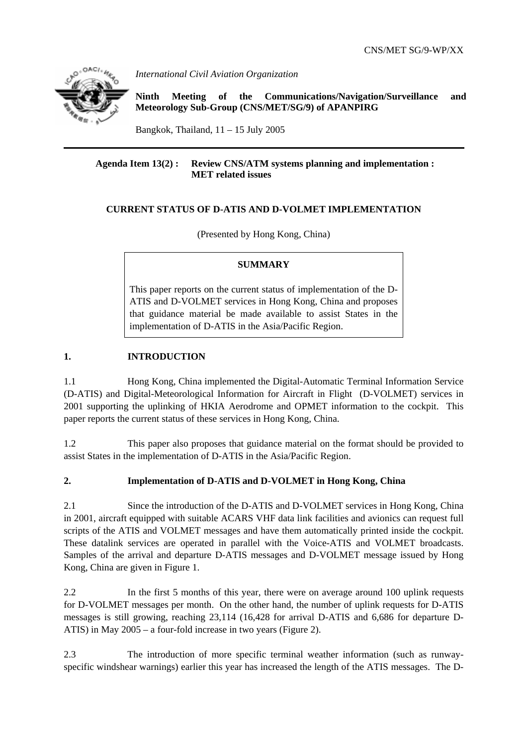CNS/MET SG/9-WP/XX

*International Civil Aviation Organization*

**Ninth Meeting of the Communications/Navigation/Surveillance and Meteorology Sub-Group (CNS/MET/SG/9) of APANPIRG**

Bangkok, Thailand, 11 – 15 July 2005

---

**Agenda Item 13(2) : Review CNS/ATM systems planning and implementation : MET related issues**

**CURRENT STATUS OF D-ATIS AND D-VOLMET IMPLEMENTATION**

(Presented by Hong Kong, China)

**SUMMARY**

This paper reports on the current status of implementation of the D-ATIS and D-VOLMET services in Hong Kong, China and proposes that guidance material be made available to assist States in the implementation of D-ATIS in the Asia/Pacific Region.

## 1. INTRODUCTION

1.1 Hong Kong, China implemented the Digital-Automatic Terminal Information Service (D-ATIS) and Digital-Meteorological Information for Aircraft in Flight (D-VOLMET) services in 2001 supporting the uplinking of HKIA Aerodrome and OPMET information to the cockpit. This paper reports the current status of these services in Hong Kong, China.

1.2 This paper also proposes that guidance material on the format should be provided to assist States in the implementation of D-ATIS in the Asia/Pacific Region.

## 2. Implementation of D-ATIS and D-VOLMET in Hong Kong, China

2.1 Since the introduction of the D-ATIS and D-VOLMET services in Hong Kong, China in 2001, aircraft equipped with suitable ACARS VHF data link facilities and avionics can request full scripts of the ATIS and VOLMET messages and have them automatically printed inside the cockpit. These datalink services are operated in parallel with the Voice-ATIS and VOLMET broadcasts. Samples of the arrival and departure D-ATIS messages and D-VOLMET message issued by Hong Kong, China are given in Figure 1.

2.2 In the first 5 months of this year, there were on average around 100 uplink requests for D-VOLMET messages per month. On the other hand, the number of uplink requests for D-ATIS messages is still growing, reaching 23,114 (16,428 for arrival D-ATIS and 6,686 for departure D-ATIS) in May 2005 – a four-fold increase in two years (Figure 2).

2.3 The introduction of more specific terminal weather information (such as runway-specific windshear warnings) earlier this year has increased the length of the ATIS messages. The D-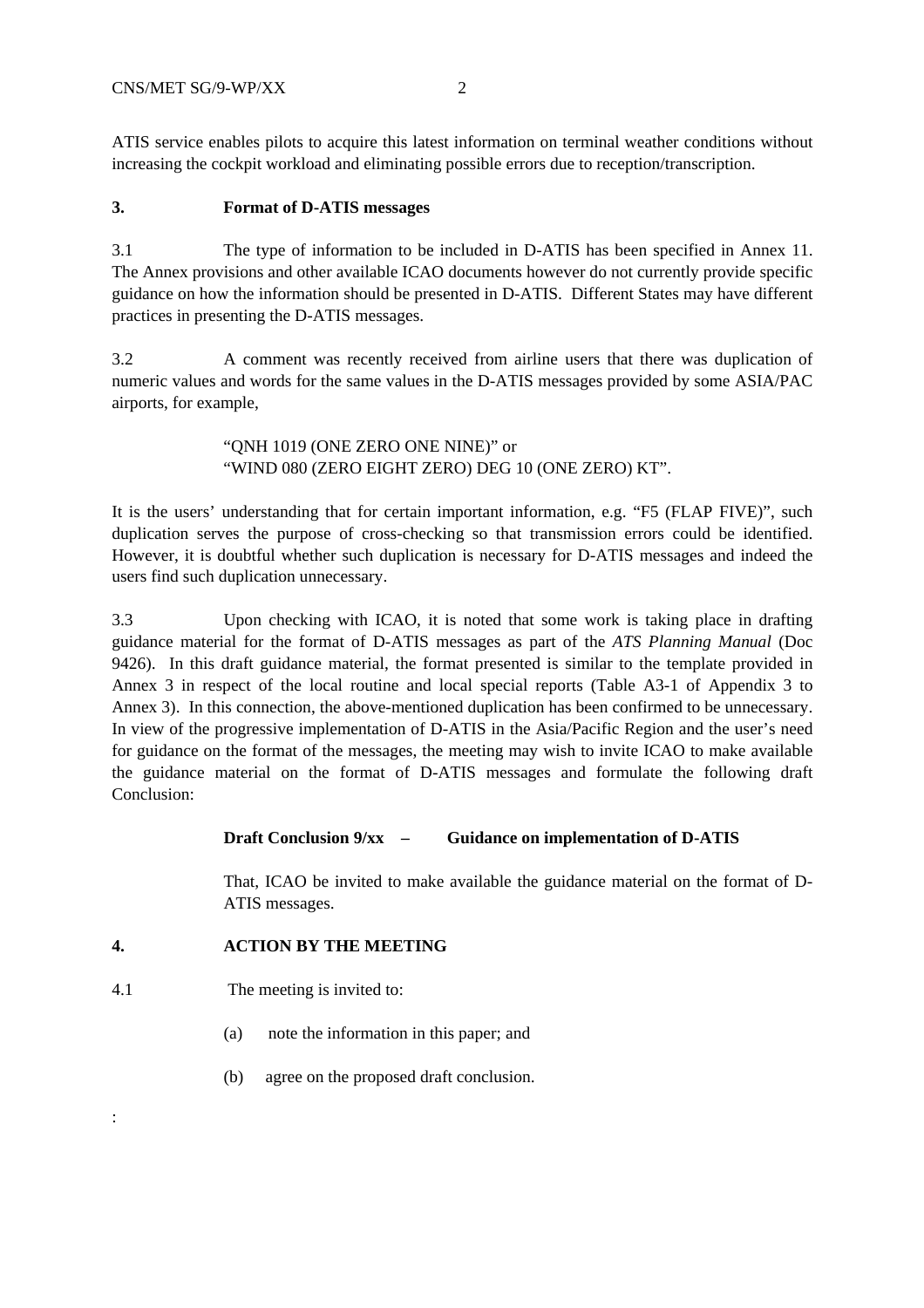ATIS service enables pilots to acquire this latest information on terminal weather conditions without increasing the cockpit workload and eliminating possible errors due to reception/transcription.

## 3. Format of D-ATIS messages

3.1 The type of information to be included in D-ATIS has been specified in Annex 11. The Annex provisions and other available ICAO documents however do not currently provide specific guidance on how the information should be presented in D-ATIS. Different States may have different practices in presenting the D-ATIS messages.

3.2 A comment was recently received from airline users that there was duplication of numeric values and words for the same values in the D-ATIS messages provided by some ASIA/PAC airports, for example,

> "QNH 1019 (ONE ZERO ONE NINE)" or
> "WIND 080 (ZERO EIGHT ZERO) DEG 10 (ONE ZERO) KT".

It is the users' understanding that for certain important information, e.g. "F5 (FLAP FIVE)", such duplication serves the purpose of cross-checking so that transmission errors could be identified. However, it is doubtful whether such duplication is necessary for D-ATIS messages and indeed the users find such duplication unnecessary.

3.3 Upon checking with ICAO, it is noted that some work is taking place in drafting guidance material for the format of D-ATIS messages as part of the *ATS Planning Manual* (Doc 9426). In this draft guidance material, the format presented is similar to the template provided in Annex 3 in respect of the local routine and local special reports (Table A3-1 of Appendix 3 to Annex 3). In this connection, the above-mentioned duplication has been confirmed to be unnecessary. In view of the progressive implementation of D-ATIS in the Asia/Pacific Region and the user's need for guidance on the format of the messages, the meeting may wish to invite ICAO to make available the guidance material on the format of D-ATIS messages and formulate the following draft Conclusion:

> **Draft Conclusion 9/xx – Guidance on implementation of D-ATIS**
>
> That, ICAO be invited to make available the guidance material on the format of D-ATIS messages.

## 4. ACTION BY THE MEETING

4.1 The meeting is invited to:

(a) note the information in this paper; and

(b) agree on the proposed draft conclusion.

: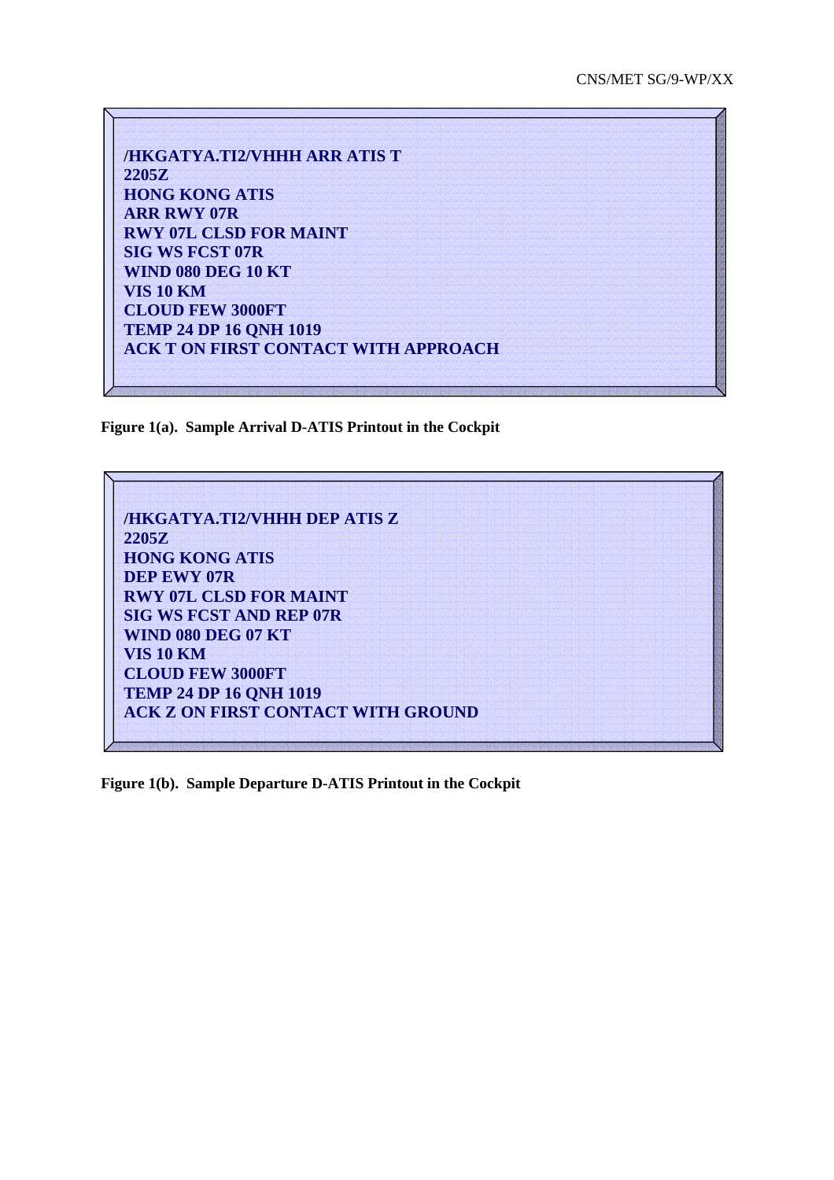```
/HKGATYA.TI2/VHHH ARR ATIS T
2205Z
HONG KONG ATIS
ARR RWY 07R
RWY 07L CLSD FOR MAINT
SIG WS FCST 07R
WIND 080 DEG 10 KT
VIS 10 KM
CLOUD FEW 3000FT
TEMP 24 DP 16 QNH 1019
ACK T ON FIRST CONTACT WITH APPROACH
```

**Figure 1(a). Sample Arrival D-ATIS Printout in the Cockpit**

```
/HKGATYA.TI2/VHHH DEP ATIS Z
2205Z
HONG KONG ATIS
DEP EWY 07R
RWY 07L CLSD FOR MAINT
SIG WS FCST AND REP 07R
WIND 080 DEG 07 KT
VIS 10 KM
CLOUD FEW 3000FT
TEMP 24 DP 16 QNH 1019
ACK Z ON FIRST CONTACT WITH GROUND
```

**Figure 1(b). Sample Departure D-ATIS Printout in the Cockpit**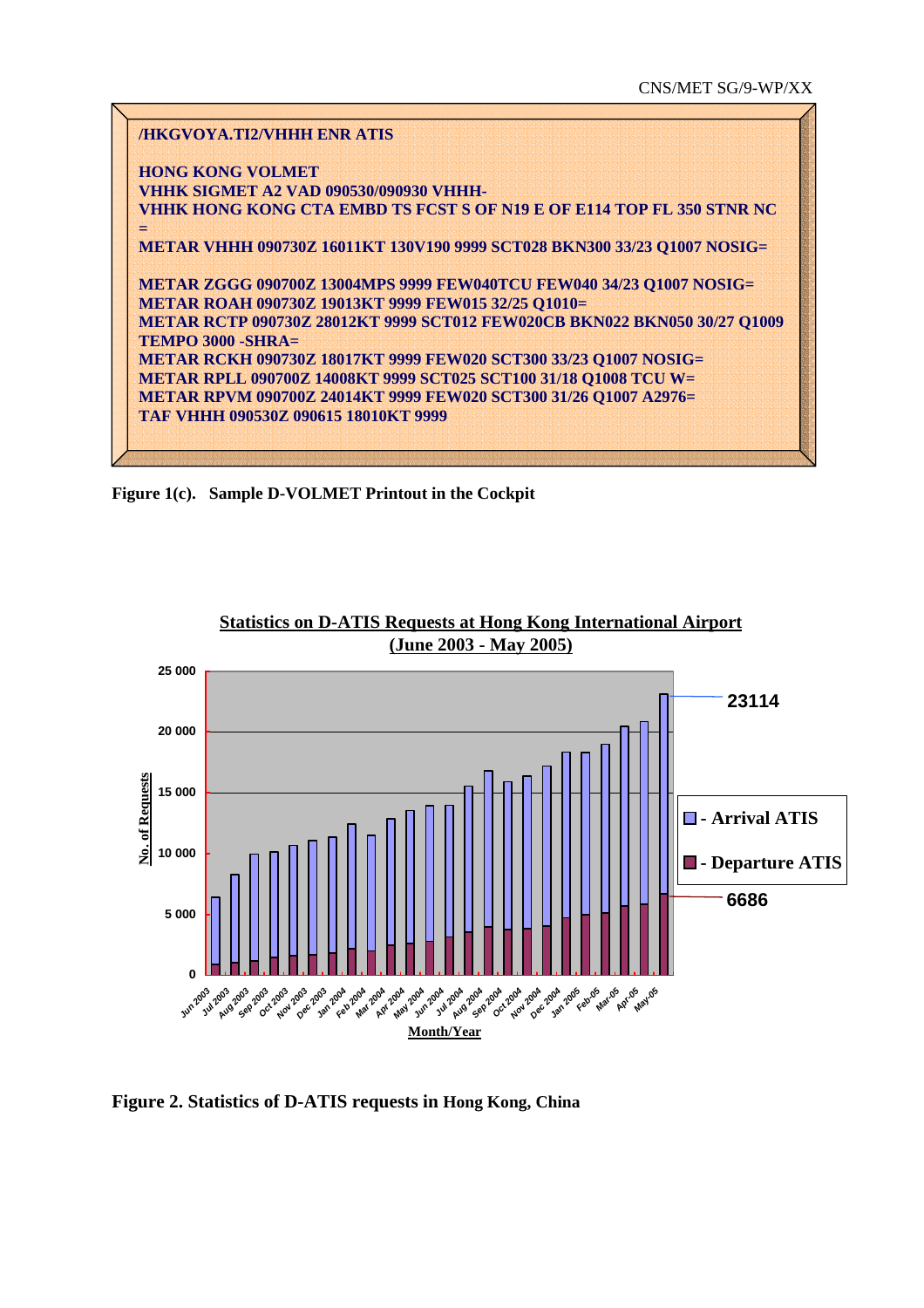/HKGVOYA.TI2/VHHH ENR ATIS

HONG KONG VOLMET
VHHK SIGMET A2 VAD 090530/090930 VHHH-
VHHK HONG KONG CTA EMBD TS FCST S OF N19 E OF E114 TOP FL 350 STNR NC
=
METAR VHHH 090730Z 16011KT 130V190 9999 SCT028 BKN300 33/23 Q1007 NOSIG=

METAR ZGGG 090700Z 13004MPS 9999 FEW040TCU FEW040 34/23 Q1007 NOSIG=
METAR ROAH 090730Z 19013KT 9999 FEW015 32/25 Q1010=
METAR RCTP 090730Z 28012KT 9999 SCT012 FEW020CB BKN022 BKN050 30/27 Q1009
TEMPO 3000 -SHRA=
METAR RCKH 090730Z 18017KT 9999 FEW020 SCT300 33/23 Q1007 NOSIG=
METAR RPLL 090700Z 14008KT 9999 SCT025 SCT100 31/18 Q1008 TCU W=
METAR RPVM 090700Z 24014KT 9999 FEW020 SCT300 31/26 Q1007 A2976=
TAF VHHH 090530Z 090615 18010KT 9999

**Figure 1(c). Sample D-VOLMET Printout in the Cockpit**

Statistics on D-ATIS Requests at Hong Kong International Airport
(June 2003 - May 2005)

No. of Requests

25 000
20 000
15 000
10 000
5 000
0

23114
6686

- Arrival ATIS
- Departure ATIS

Jun 2003, Jul 2003, Aug 2003, Sep 2003, Oct 2003, Nov 2003, Dec 2003, Jan 2004, Feb 2004, Mar 2004, Apr 2004, May 2004, Jun 2004, Jul 2004, Aug 2004, Sep 2004, Oct 2004, Nov 2004, Dec 2004, Jan 2005, Feb-05, Mar-05, Apr-05, May-05

Month/Year

**Figure 2. Statistics of D-ATIS requests in Hong Kong, China**